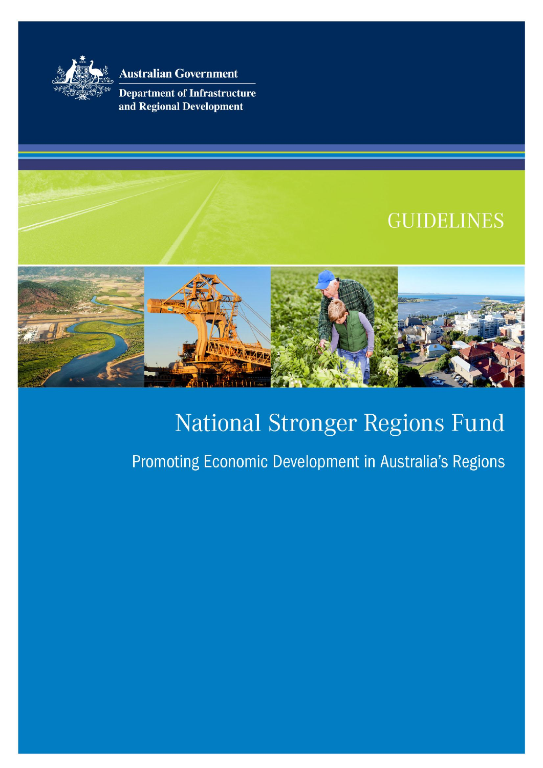Australian Government

Department of Infrastructure and Regional Development

GUIDELINES

# National Stronger Regions Fund

## Promoting Economic Development in Australia's Regions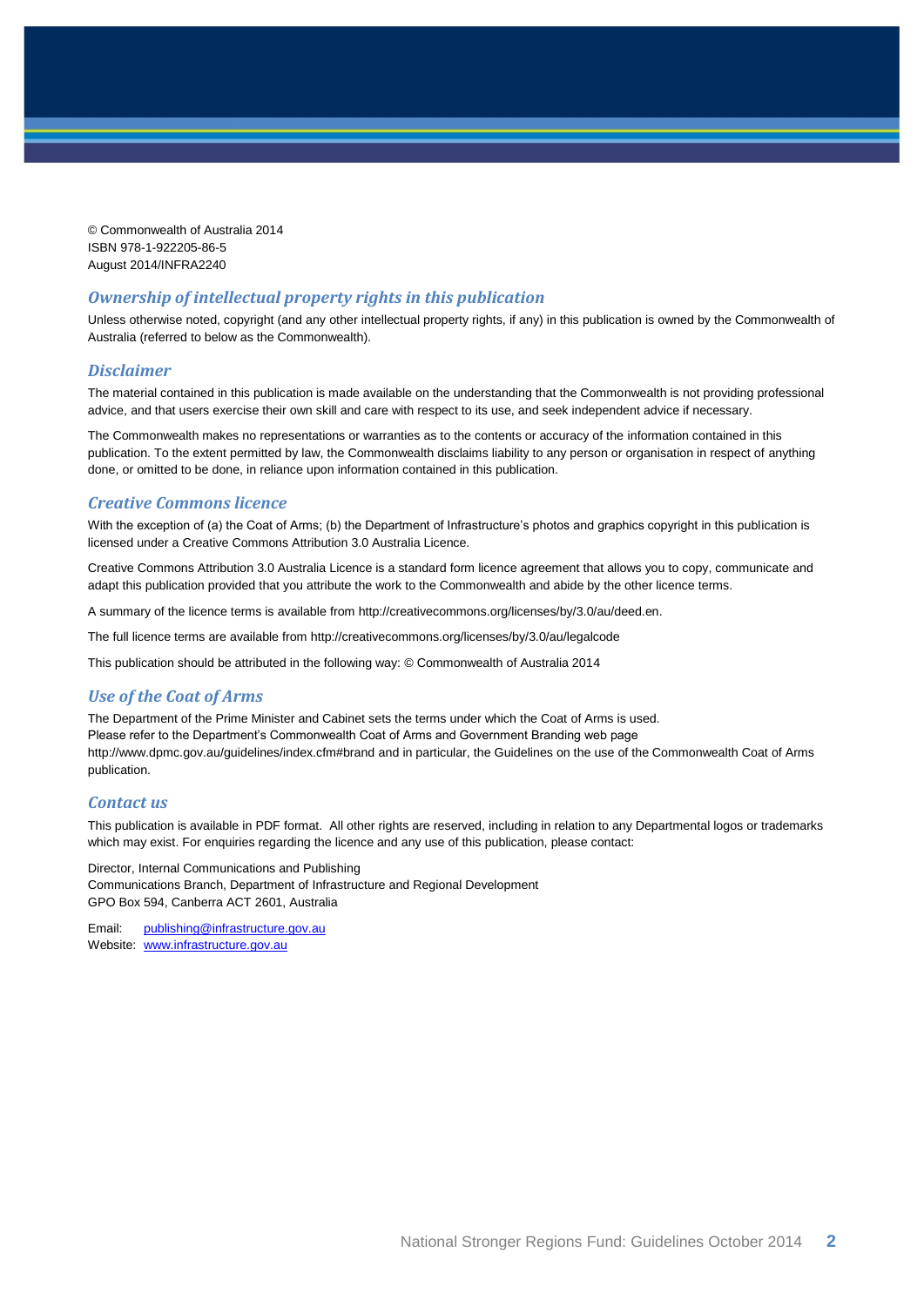© Commonwealth of Australia 2014
ISBN 978-1-922205-86-5
August 2014/INFRA2240

## *Ownership of intellectual property rights in this publication*

Unless otherwise noted, copyright (and any other intellectual property rights, if any) in this publication is owned by the Commonwealth of Australia (referred to below as the Commonwealth).

## *Disclaimer*

The material contained in this publication is made available on the understanding that the Commonwealth is not providing professional advice, and that users exercise their own skill and care with respect to its use, and seek independent advice if necessary.

The Commonwealth makes no representations or warranties as to the contents or accuracy of the information contained in this publication. To the extent permitted by law, the Commonwealth disclaims liability to any person or organisation in respect of anything done, or omitted to be done, in reliance upon information contained in this publication.

## *Creative Commons licence*

With the exception of (a) the Coat of Arms; (b) the Department of Infrastructure's photos and graphics copyright in this publication is licensed under a Creative Commons Attribution 3.0 Australia Licence.

Creative Commons Attribution 3.0 Australia Licence is a standard form licence agreement that allows you to copy, communicate and adapt this publication provided that you attribute the work to the Commonwealth and abide by the other licence terms.

A summary of the licence terms is available from http://creativecommons.org/licenses/by/3.0/au/deed.en.

The full licence terms are available from http://creativecommons.org/licenses/by/3.0/au/legalcode

This publication should be attributed in the following way: © Commonwealth of Australia 2014

## *Use of the Coat of Arms*

The Department of the Prime Minister and Cabinet sets the terms under which the Coat of Arms is used.
Please refer to the Department's Commonwealth Coat of Arms and Government Branding web page http://www.dpmc.gov.au/guidelines/index.cfm#brand and in particular, the Guidelines on the use of the Commonwealth Coat of Arms publication.

## *Contact us*

This publication is available in PDF format. All other rights are reserved, including in relation to any Departmental logos or trademarks which may exist. For enquiries regarding the licence and any use of this publication, please contact:

Director, Internal Communications and Publishing
Communications Branch, Department of Infrastructure and Regional Development
GPO Box 594, Canberra ACT 2601, Australia

Email: publishing@infrastructure.gov.au
Website: www.infrastructure.gov.au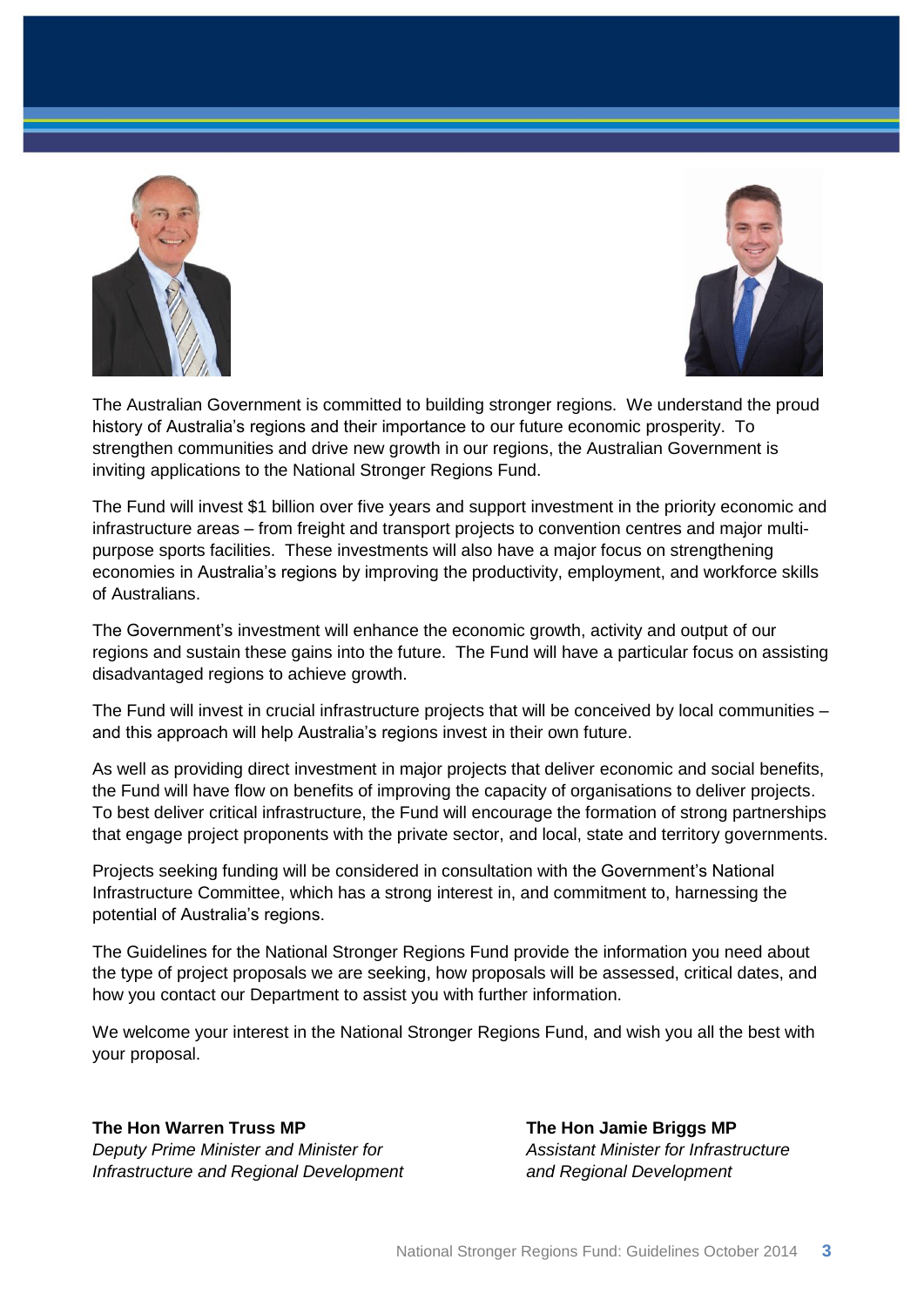The Australian Government is committed to building stronger regions. We understand the proud history of Australia's regions and their importance to our future economic prosperity. To strengthen communities and drive new growth in our regions, the Australian Government is inviting applications to the National Stronger Regions Fund.

The Fund will invest $1 billion over five years and support investment in the priority economic and infrastructure areas – from freight and transport projects to convention centres and major multi-purpose sports facilities. These investments will also have a major focus on strengthening economies in Australia's regions by improving the productivity, employment, and workforce skills of Australians.

The Government's investment will enhance the economic growth, activity and output of our regions and sustain these gains into the future. The Fund will have a particular focus on assisting disadvantaged regions to achieve growth.

The Fund will invest in crucial infrastructure projects that will be conceived by local communities – and this approach will help Australia's regions invest in their own future.

As well as providing direct investment in major projects that deliver economic and social benefits, the Fund will have flow on benefits of improving the capacity of organisations to deliver projects. To best deliver critical infrastructure, the Fund will encourage the formation of strong partnerships that engage project proponents with the private sector, and local, state and territory governments.

Projects seeking funding will be considered in consultation with the Government's National Infrastructure Committee, which has a strong interest in, and commitment to, harnessing the potential of Australia's regions.

The Guidelines for the National Stronger Regions Fund provide the information you need about the type of project proposals we are seeking, how proposals will be assessed, critical dates, and how you contact our Department to assist you with further information.

We welcome your interest in the National Stronger Regions Fund, and wish you all the best with your proposal.

**The Hon Warren Truss MP**
*Deputy Prime Minister and Minister for Infrastructure and Regional Development*

**The Hon Jamie Briggs MP**
*Assistant Minister for Infrastructure and Regional Development*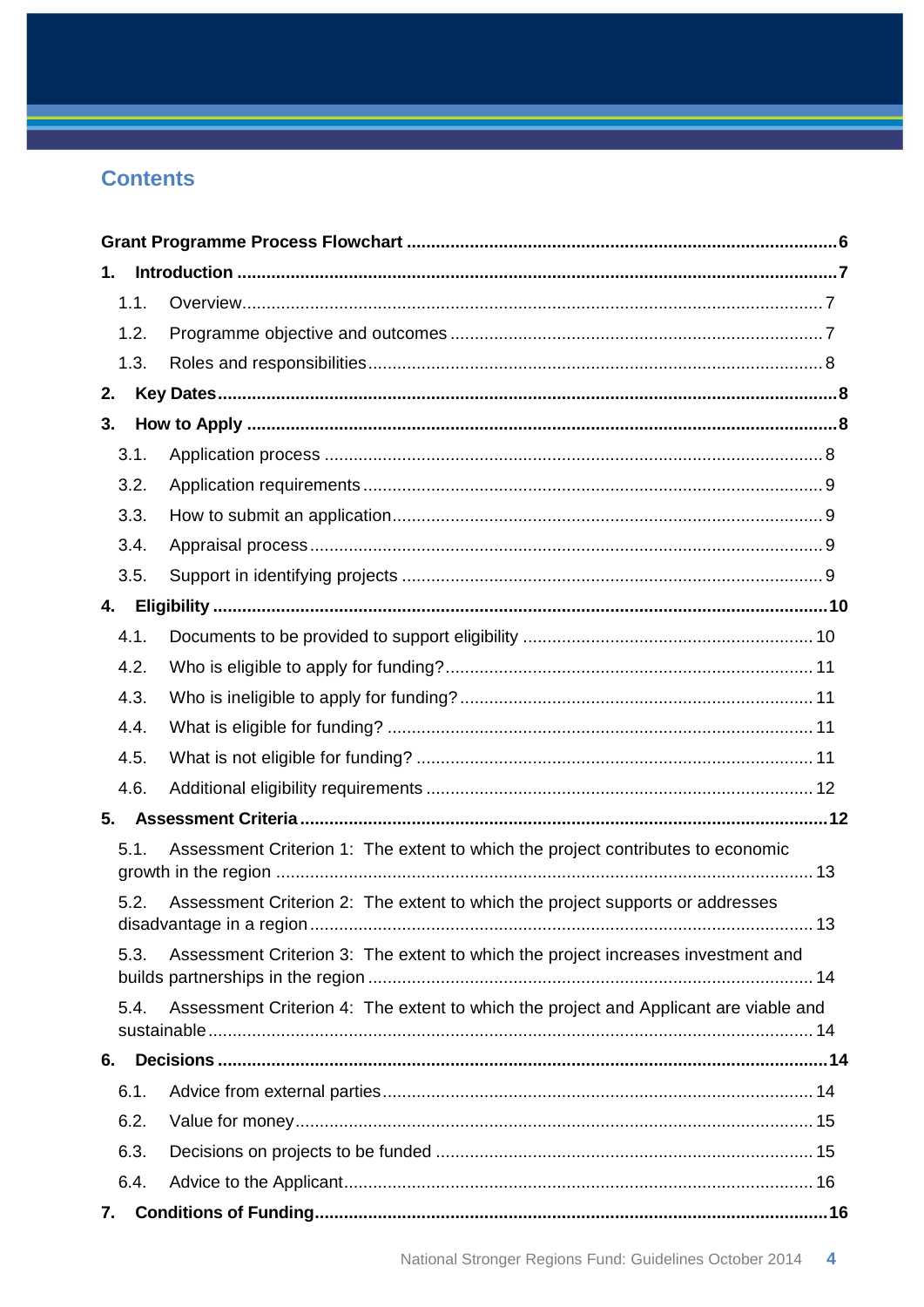## Contents

**Grant Programme Process Flowchart** ........ 6

**1. Introduction** ........ 7

- 1.1. Overview ........ 7
- 1.2. Programme objective and outcomes ........ 7
- 1.3. Roles and responsibilities ........ 8

**2. Key Dates** ........ 8

**3. How to Apply** ........ 8

- 3.1. Application process ........ 8
- 3.2. Application requirements ........ 9
- 3.3. How to submit an application ........ 9
- 3.4. Appraisal process ........ 9
- 3.5. Support in identifying projects ........ 9

**4. Eligibility** ........ 10

- 4.1. Documents to be provided to support eligibility ........ 10
- 4.2. Who is eligible to apply for funding? ........ 11
- 4.3. Who is ineligible to apply for funding? ........ 11
- 4.4. What is eligible for funding? ........ 11
- 4.5. What is not eligible for funding? ........ 11
- 4.6. Additional eligibility requirements ........ 12

**5. Assessment Criteria** ........ 12

- 5.1. Assessment Criterion 1: The extent to which the project contributes to economic growth in the region ........ 13
- 5.2. Assessment Criterion 2: The extent to which the project supports or addresses disadvantage in a region ........ 13
- 5.3. Assessment Criterion 3: The extent to which the project increases investment and builds partnerships in the region ........ 14
- 5.4. Assessment Criterion 4: The extent to which the project and Applicant are viable and sustainable ........ 14

**6. Decisions** ........ 14

- 6.1. Advice from external parties ........ 14
- 6.2. Value for money ........ 15
- 6.3. Decisions on projects to be funded ........ 15
- 6.4. Advice to the Applicant ........ 16

**7. Conditions of Funding** ........ 16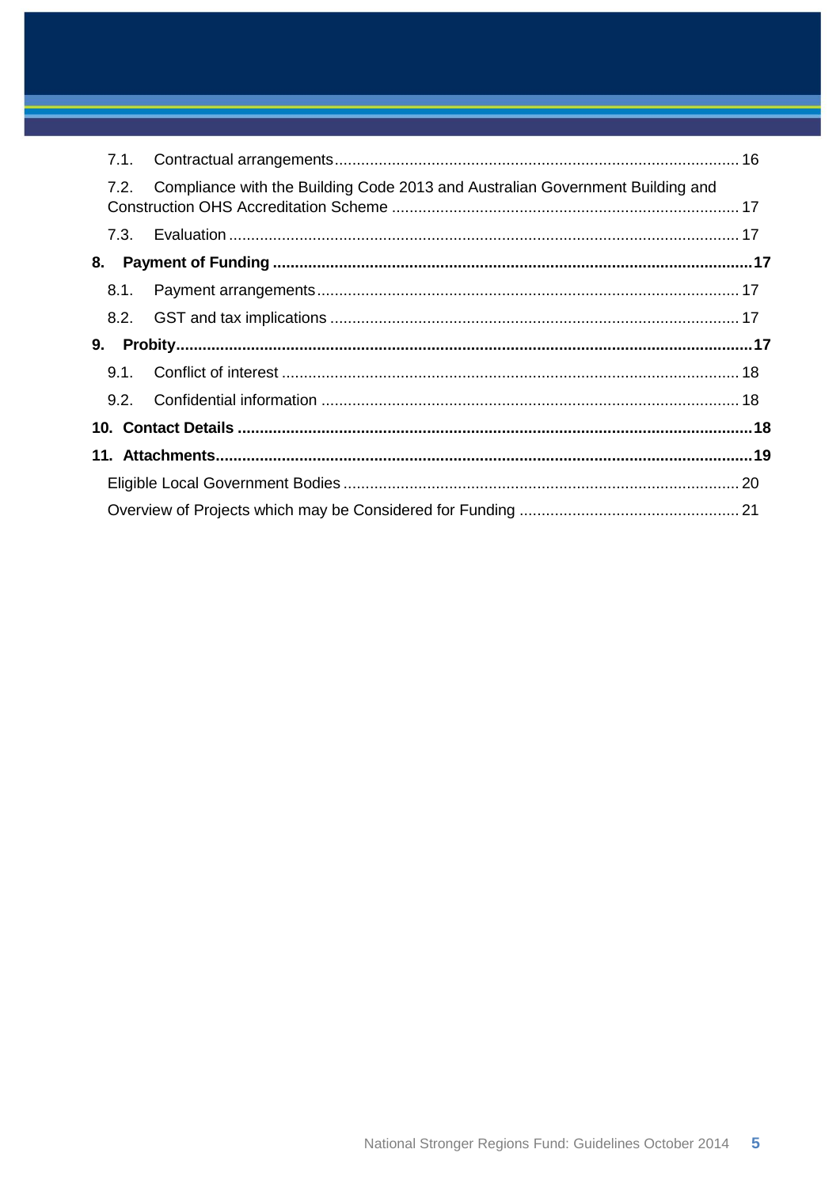7.1. Contractual arrangements ........................................................................................ 16

7.2. Compliance with the Building Code 2013 and Australian Government Building and Construction OHS Accreditation Scheme ........................................................................... 17

7.3. Evaluation ................................................................................................................ 17

**8. Payment of Funding ..................................................................................................... 17**

8.1. Payment arrangements ............................................................................................ 17

8.2. GST and tax implications ......................................................................................... 17

**9. Probity ........................................................................................................................... 17**

9.1. Conflict of interest ..................................................................................................... 18

9.2. Confidential information ............................................................................................ 18

**10. Contact Details ............................................................................................................ 18**

**11. Attachments ................................................................................................................ 19**

Eligible Local Government Bodies ....................................................................................... 20

Overview of Projects which may be Considered for Funding ............................................... 21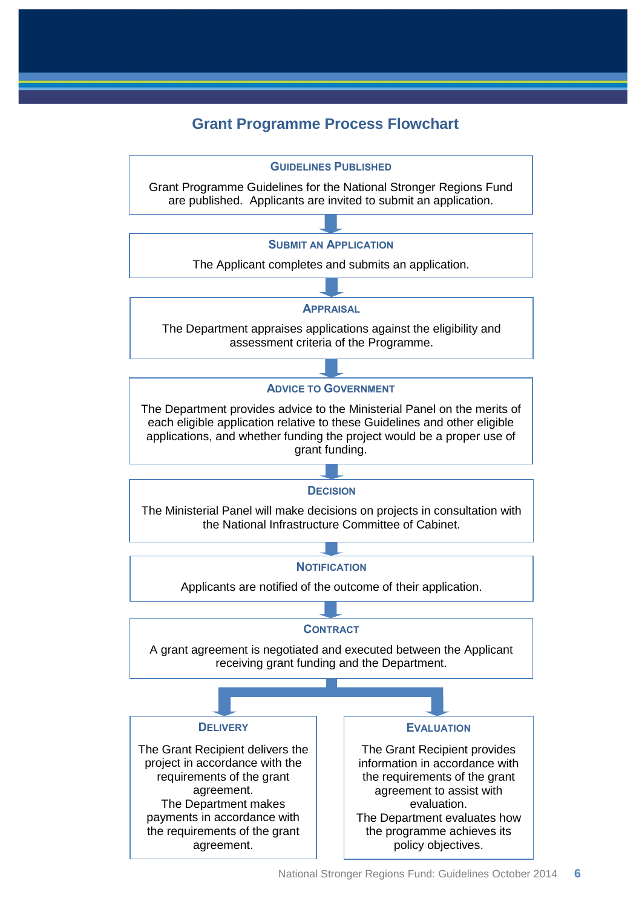## Grant Programme Process Flowchart

**GUIDELINES PUBLISHED**

Grant Programme Guidelines for the National Stronger Regions Fund are published. Applicants are invited to submit an application.

**SUBMIT AN APPLICATION**

The Applicant completes and submits an application.

**APPRAISAL**

The Department appraises applications against the eligibility and assessment criteria of the Programme.

**ADVICE TO GOVERNMENT**

The Department provides advice to the Ministerial Panel on the merits of each eligible application relative to these Guidelines and other eligible applications, and whether funding the project would be a proper use of grant funding.

**DECISION**

The Ministerial Panel will make decisions on projects in consultation with the National Infrastructure Committee of Cabinet.

**NOTIFICATION**

Applicants are notified of the outcome of their application.

**CONTRACT**

A grant agreement is negotiated and executed between the Applicant receiving grant funding and the Department.

**DELIVERY**

The Grant Recipient delivers the project in accordance with the requirements of the grant agreement.
The Department makes payments in accordance with the requirements of the grant agreement.

**EVALUATION**

The Grant Recipient provides information in accordance with the requirements of the grant agreement to assist with evaluation.
The Department evaluates how the programme achieves its policy objectives.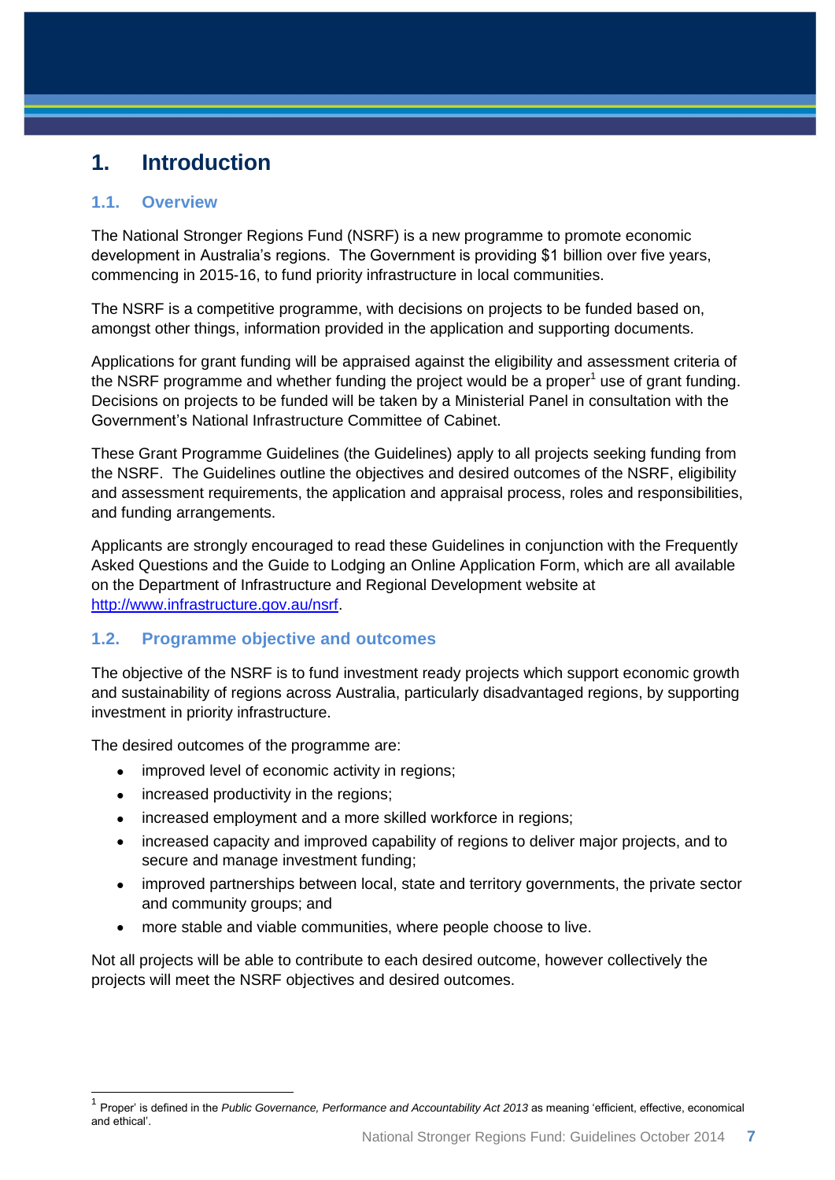# 1. Introduction

## 1.1. Overview

The National Stronger Regions Fund (NSRF) is a new programme to promote economic development in Australia's regions. The Government is providing $1 billion over five years, commencing in 2015-16, to fund priority infrastructure in local communities.

The NSRF is a competitive programme, with decisions on projects to be funded based on, amongst other things, information provided in the application and supporting documents.

Applications for grant funding will be appraised against the eligibility and assessment criteria of the NSRF programme and whether funding the project would be a proper[1] use of grant funding. Decisions on projects to be funded will be taken by a Ministerial Panel in consultation with the Government's National Infrastructure Committee of Cabinet.

These Grant Programme Guidelines (the Guidelines) apply to all projects seeking funding from the NSRF. The Guidelines outline the objectives and desired outcomes of the NSRF, eligibility and assessment requirements, the application and appraisal process, roles and responsibilities, and funding arrangements.

Applicants are strongly encouraged to read these Guidelines in conjunction with the Frequently Asked Questions and the Guide to Lodging an Online Application Form, which are all available on the Department of Infrastructure and Regional Development website at [http://www.infrastructure.gov.au/nsrf](http://www.infrastructure.gov.au/nsrf).

## 1.2. Programme objective and outcomes

The objective of the NSRF is to fund investment ready projects which support economic growth and sustainability of regions across Australia, particularly disadvantaged regions, by supporting investment in priority infrastructure.

The desired outcomes of the programme are:

- improved level of economic activity in regions;
- increased productivity in the regions;
- increased employment and a more skilled workforce in regions;
- increased capacity and improved capability of regions to deliver major projects, and to secure and manage investment funding;
- improved partnerships between local, state and territory governments, the private sector and community groups; and
- more stable and viable communities, where people choose to live.

Not all projects will be able to contribute to each desired outcome, however collectively the projects will meet the NSRF objectives and desired outcomes.

---

[1] Proper' is defined in the *Public Governance, Performance and Accountability Act 2013* as meaning 'efficient, effective, economical and ethical'.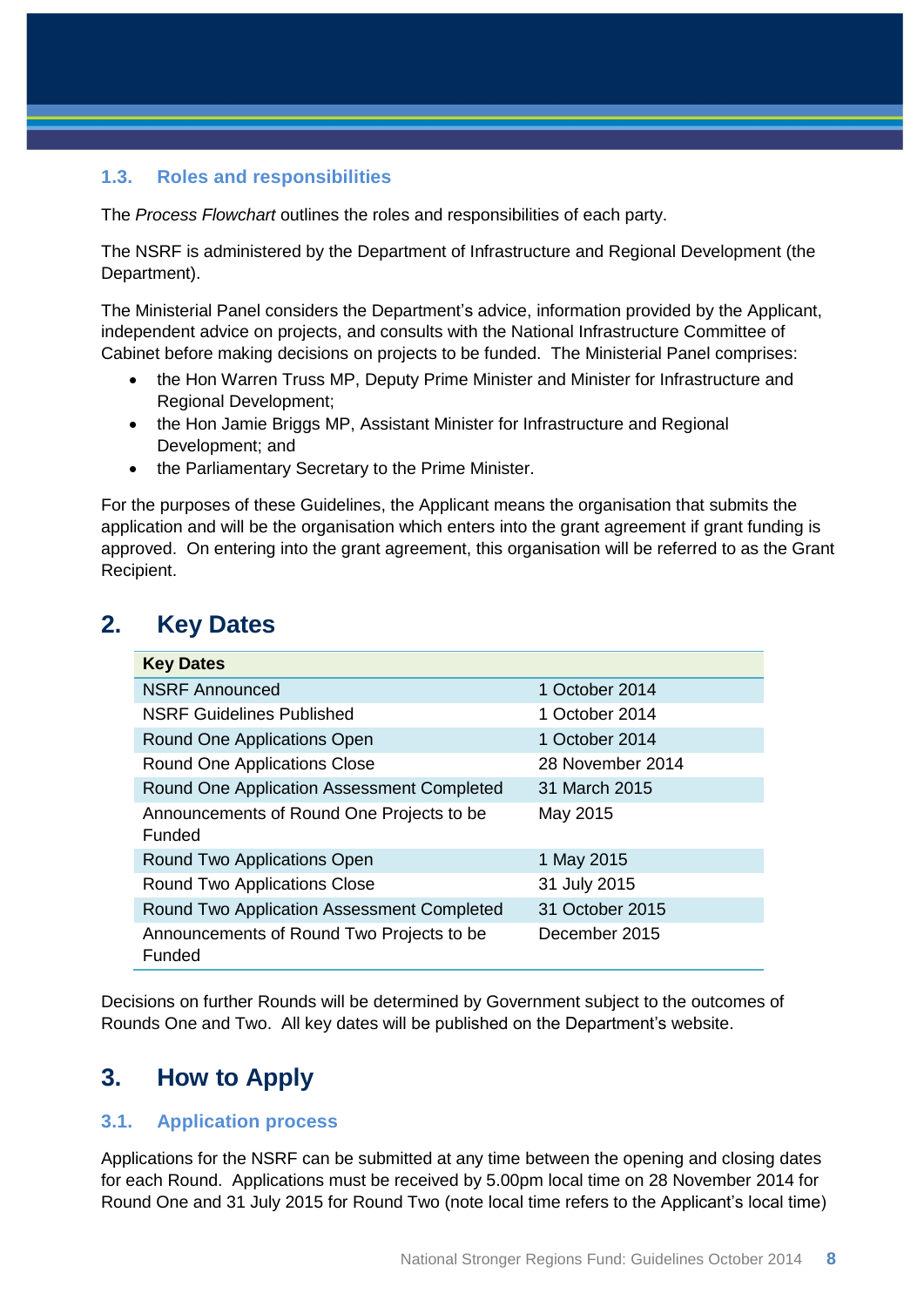### 1.3. Roles and responsibilities

The *Process Flowchart* outlines the roles and responsibilities of each party.

The NSRF is administered by the Department of Infrastructure and Regional Development (the Department).

The Ministerial Panel considers the Department's advice, information provided by the Applicant, independent advice on projects, and consults with the National Infrastructure Committee of Cabinet before making decisions on projects to be funded. The Ministerial Panel comprises:

- the Hon Warren Truss MP, Deputy Prime Minister and Minister for Infrastructure and Regional Development;
- the Hon Jamie Briggs MP, Assistant Minister for Infrastructure and Regional Development; and
- the Parliamentary Secretary to the Prime Minister.

For the purposes of these Guidelines, the Applicant means the organisation that submits the application and will be the organisation which enters into the grant agreement if grant funding is approved. On entering into the grant agreement, this organisation will be referred to as the Grant Recipient.

## 2. Key Dates

| Key Dates | |
|---|---|
| NSRF Announced | 1 October 2014 |
| NSRF Guidelines Published | 1 October 2014 |
| Round One Applications Open | 1 October 2014 |
| Round One Applications Close | 28 November 2014 |
| Round One Application Assessment Completed | 31 March 2015 |
| Announcements of Round One Projects to be Funded | May 2015 |
| Round Two Applications Open | 1 May 2015 |
| Round Two Applications Close | 31 July 2015 |
| Round Two Application Assessment Completed | 31 October 2015 |
| Announcements of Round Two Projects to be Funded | December 2015 |

Decisions on further Rounds will be determined by Government subject to the outcomes of Rounds One and Two. All key dates will be published on the Department's website.

## 3. How to Apply

### 3.1. Application process

Applications for the NSRF can be submitted at any time between the opening and closing dates for each Round. Applications must be received by 5.00pm local time on 28 November 2014 for Round One and 31 July 2015 for Round Two (note local time refers to the Applicant's local time)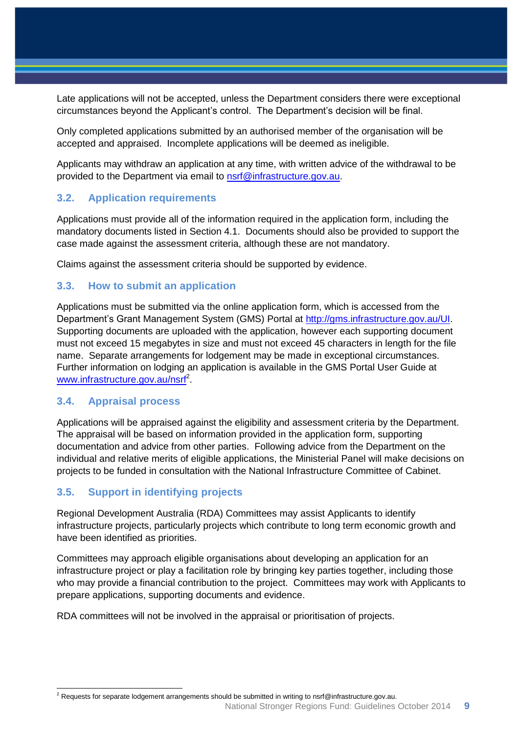Late applications will not be accepted, unless the Department considers there were exceptional circumstances beyond the Applicant's control. The Department's decision will be final.

Only completed applications submitted by an authorised member of the organisation will be accepted and appraised. Incomplete applications will be deemed as ineligible.

Applicants may withdraw an application at any time, with written advice of the withdrawal to be provided to the Department via email to nsrf@infrastructure.gov.au.

### 3.2. Application requirements

Applications must provide all of the information required in the application form, including the mandatory documents listed in Section 4.1. Documents should also be provided to support the case made against the assessment criteria, although these are not mandatory.

Claims against the assessment criteria should be supported by evidence.

### 3.3. How to submit an application

Applications must be submitted via the online application form, which is accessed from the Department's Grant Management System (GMS) Portal at http://gms.infrastructure.gov.au/UI. Supporting documents are uploaded with the application, however each supporting document must not exceed 15 megabytes in size and must not exceed 45 characters in length for the file name. Separate arrangements for lodgement may be made in exceptional circumstances. Further information on lodging an application is available in the GMS Portal User Guide at www.infrastructure.gov.au/nsrf[2].

### 3.4. Appraisal process

Applications will be appraised against the eligibility and assessment criteria by the Department. The appraisal will be based on information provided in the application form, supporting documentation and advice from other parties. Following advice from the Department on the individual and relative merits of eligible applications, the Ministerial Panel will make decisions on projects to be funded in consultation with the National Infrastructure Committee of Cabinet.

### 3.5. Support in identifying projects

Regional Development Australia (RDA) Committees may assist Applicants to identify infrastructure projects, particularly projects which contribute to long term economic growth and have been identified as priorities.

Committees may approach eligible organisations about developing an application for an infrastructure project or play a facilitation role by bringing key parties together, including those who may provide a financial contribution to the project. Committees may work with Applicants to prepare applications, supporting documents and evidence.

RDA committees will not be involved in the appraisal or prioritisation of projects.

---

[2] Requests for separate lodgement arrangements should be submitted in writing to nsrf@infrastructure.gov.au.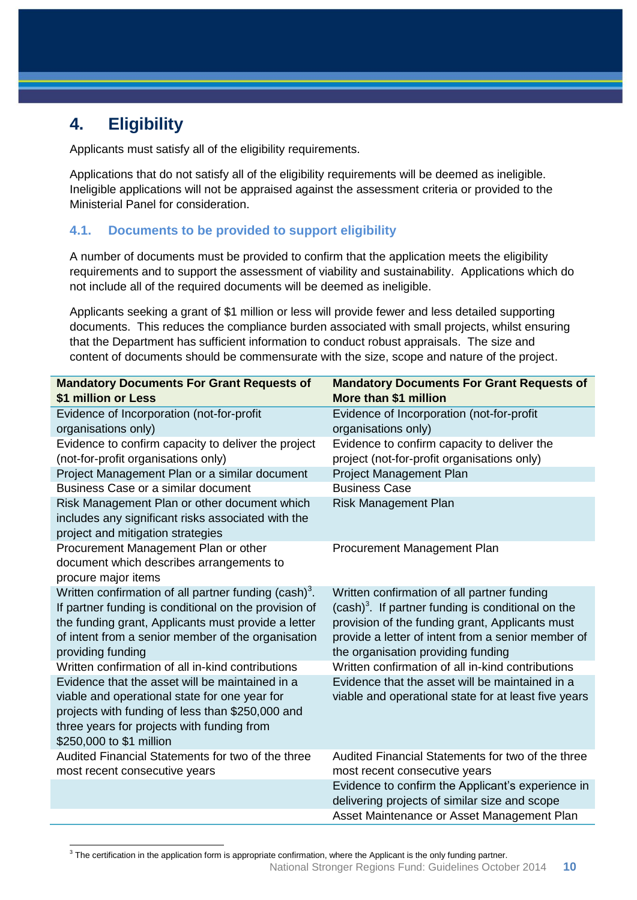## 4. Eligibility

Applicants must satisfy all of the eligibility requirements.

Applications that do not satisfy all of the eligibility requirements will be deemed as ineligible. Ineligible applications will not be appraised against the assessment criteria or provided to the Ministerial Panel for consideration.

### 4.1. Documents to be provided to support eligibility

A number of documents must be provided to confirm that the application meets the eligibility requirements and to support the assessment of viability and sustainability. Applications which do not include all of the required documents will be deemed as ineligible.

Applicants seeking a grant of $1 million or less will provide fewer and less detailed supporting documents. This reduces the compliance burden associated with small projects, whilst ensuring that the Department has sufficient information to conduct robust appraisals. The size and content of documents should be commensurate with the size, scope and nature of the project.

| Mandatory Documents For Grant Requests of $1 million or Less | Mandatory Documents For Grant Requests of More than $1 million |
|---|---|
| Evidence of Incorporation (not-for-profit organisations only) | Evidence of Incorporation (not-for-profit organisations only) |
| Evidence to confirm capacity to deliver the project (not-for-profit organisations only) | Evidence to confirm capacity to deliver the project (not-for-profit organisations only) |
| Project Management Plan or a similar document | Project Management Plan |
| Business Case or a similar document | Business Case |
| Risk Management Plan or other document which includes any significant risks associated with the project and mitigation strategies | Risk Management Plan |
| Procurement Management Plan or other document which describes arrangements to procure major items | Procurement Management Plan |
| Written confirmation of all partner funding (cash)[3]. If partner funding is conditional on the provision of the funding grant, Applicants must provide a letter of intent from a senior member of the organisation providing funding | Written confirmation of all partner funding (cash)[3]. If partner funding is conditional on the provision of the funding grant, Applicants must provide a letter of intent from a senior member of the organisation providing funding |
| Written confirmation of all in-kind contributions | Written confirmation of all in-kind contributions |
| Evidence that the asset will be maintained in a viable and operational state for one year for projects with funding of less than $250,000 and three years for projects with funding from $250,000 to $1 million | Evidence that the asset will be maintained in a viable and operational state for at least five years |
| Audited Financial Statements for two of the three most recent consecutive years | Audited Financial Statements for two of the three most recent consecutive years |
| | Evidence to confirm the Applicant's experience in delivering projects of similar size and scope |
| | Asset Maintenance or Asset Management Plan |

[3] The certification in the application form is appropriate confirmation, where the Applicant is the only funding partner.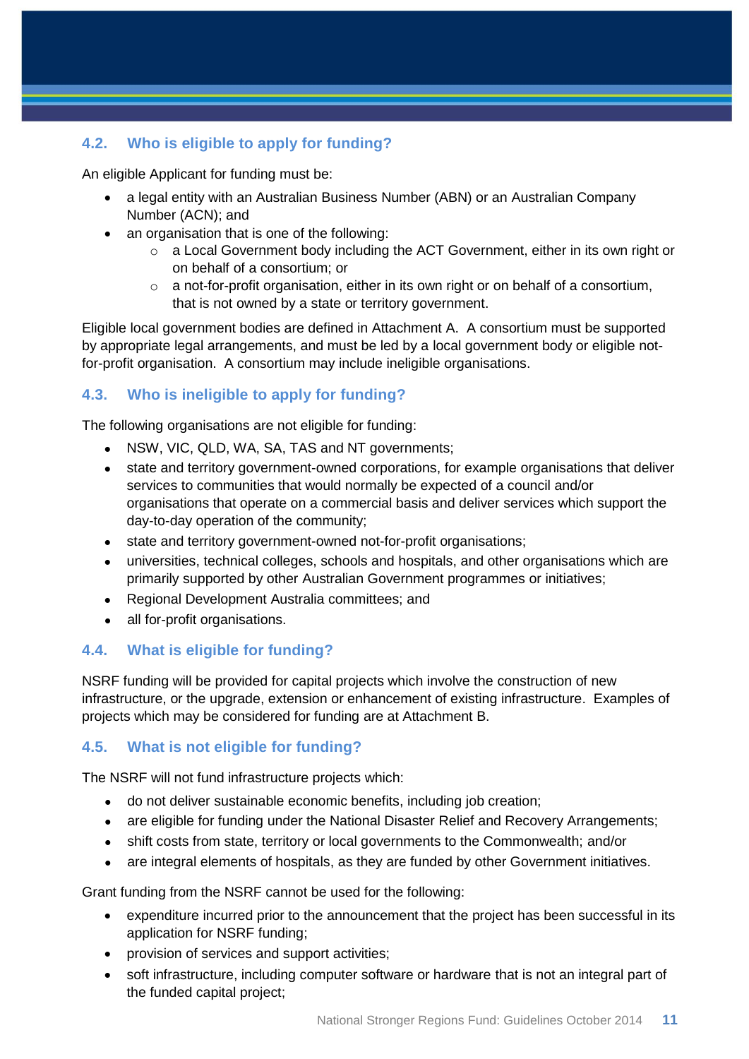### 4.2. Who is eligible to apply for funding?

An eligible Applicant for funding must be:

- a legal entity with an Australian Business Number (ABN) or an Australian Company Number (ACN); and
- an organisation that is one of the following:
  - a Local Government body including the ACT Government, either in its own right or on behalf of a consortium; or
  - a not-for-profit organisation, either in its own right or on behalf of a consortium, that is not owned by a state or territory government.

Eligible local government bodies are defined in Attachment A. A consortium must be supported by appropriate legal arrangements, and must be led by a local government body or eligible not-for-profit organisation. A consortium may include ineligible organisations.

### 4.3. Who is ineligible to apply for funding?

The following organisations are not eligible for funding:

- NSW, VIC, QLD, WA, SA, TAS and NT governments;
- state and territory government-owned corporations, for example organisations that deliver services to communities that would normally be expected of a council and/or organisations that operate on a commercial basis and deliver services which support the day-to-day operation of the community;
- state and territory government-owned not-for-profit organisations;
- universities, technical colleges, schools and hospitals, and other organisations which are primarily supported by other Australian Government programmes or initiatives;
- Regional Development Australia committees; and
- all for-profit organisations.

### 4.4. What is eligible for funding?

NSRF funding will be provided for capital projects which involve the construction of new infrastructure, or the upgrade, extension or enhancement of existing infrastructure. Examples of projects which may be considered for funding are at Attachment B.

### 4.5. What is not eligible for funding?

The NSRF will not fund infrastructure projects which:

- do not deliver sustainable economic benefits, including job creation;
- are eligible for funding under the National Disaster Relief and Recovery Arrangements;
- shift costs from state, territory or local governments to the Commonwealth; and/or
- are integral elements of hospitals, as they are funded by other Government initiatives.

Grant funding from the NSRF cannot be used for the following:

- expenditure incurred prior to the announcement that the project has been successful in its application for NSRF funding;
- provision of services and support activities;
- soft infrastructure, including computer software or hardware that is not an integral part of the funded capital project;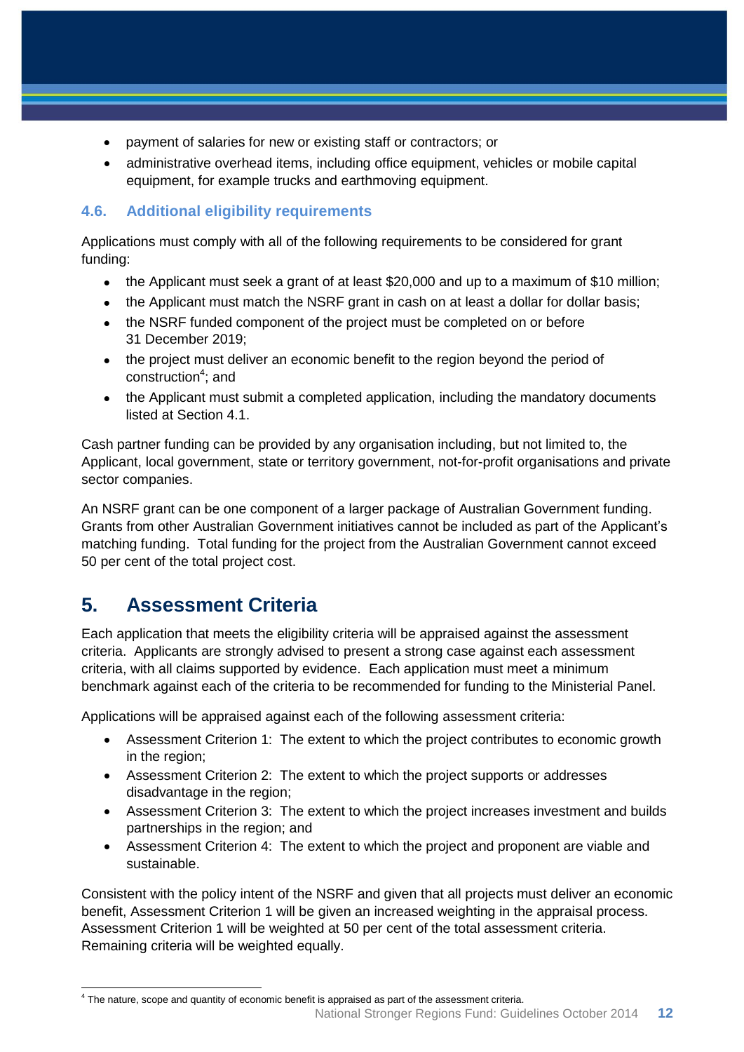- payment of salaries for new or existing staff or contractors; or
- administrative overhead items, including office equipment, vehicles or mobile capital equipment, for example trucks and earthmoving equipment.

### 4.6. Additional eligibility requirements

Applications must comply with all of the following requirements to be considered for grant funding:

- the Applicant must seek a grant of at least $20,000 and up to a maximum of $10 million;
- the Applicant must match the NSRF grant in cash on at least a dollar for dollar basis;
- the NSRF funded component of the project must be completed on or before 31 December 2019;
- the project must deliver an economic benefit to the region beyond the period of construction[4]; and
- the Applicant must submit a completed application, including the mandatory documents listed at Section 4.1.

Cash partner funding can be provided by any organisation including, but not limited to, the Applicant, local government, state or territory government, not-for-profit organisations and private sector companies.

An NSRF grant can be one component of a larger package of Australian Government funding. Grants from other Australian Government initiatives cannot be included as part of the Applicant's matching funding. Total funding for the project from the Australian Government cannot exceed 50 per cent of the total project cost.

## 5. Assessment Criteria

Each application that meets the eligibility criteria will be appraised against the assessment criteria. Applicants are strongly advised to present a strong case against each assessment criteria, with all claims supported by evidence. Each application must meet a minimum benchmark against each of the criteria to be recommended for funding to the Ministerial Panel.

Applications will be appraised against each of the following assessment criteria:

- Assessment Criterion 1: The extent to which the project contributes to economic growth in the region;
- Assessment Criterion 2: The extent to which the project supports or addresses disadvantage in the region;
- Assessment Criterion 3: The extent to which the project increases investment and builds partnerships in the region; and
- Assessment Criterion 4: The extent to which the project and proponent are viable and sustainable.

Consistent with the policy intent of the NSRF and given that all projects must deliver an economic benefit, Assessment Criterion 1 will be given an increased weighting in the appraisal process. Assessment Criterion 1 will be weighted at 50 per cent of the total assessment criteria. Remaining criteria will be weighted equally.

[4] The nature, scope and quantity of economic benefit is appraised as part of the assessment criteria.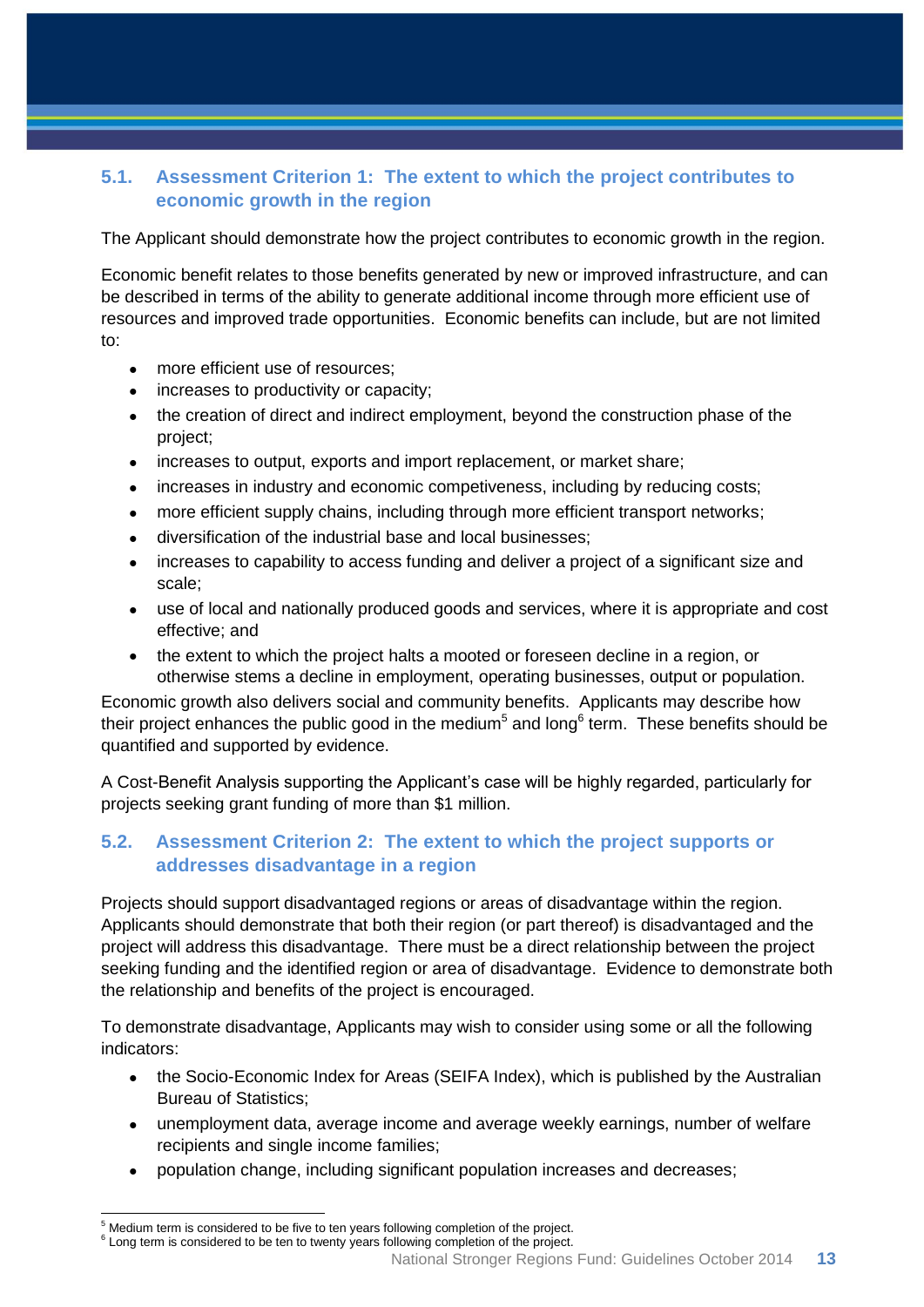## 5.1. Assessment Criterion 1: The extent to which the project contributes to economic growth in the region

The Applicant should demonstrate how the project contributes to economic growth in the region.

Economic benefit relates to those benefits generated by new or improved infrastructure, and can be described in terms of the ability to generate additional income through more efficient use of resources and improved trade opportunities. Economic benefits can include, but are not limited to:

- more efficient use of resources;
- increases to productivity or capacity;
- the creation of direct and indirect employment, beyond the construction phase of the project;
- increases to output, exports and import replacement, or market share;
- increases in industry and economic competiveness, including by reducing costs;
- more efficient supply chains, including through more efficient transport networks;
- diversification of the industrial base and local businesses;
- increases to capability to access funding and deliver a project of a significant size and scale;
- use of local and nationally produced goods and services, where it is appropriate and cost effective; and
- the extent to which the project halts a mooted or foreseen decline in a region, or otherwise stems a decline in employment, operating businesses, output or population.

Economic growth also delivers social and community benefits. Applicants may describe how their project enhances the public good in the medium[5] and long[6] term. These benefits should be quantified and supported by evidence.

A Cost-Benefit Analysis supporting the Applicant's case will be highly regarded, particularly for projects seeking grant funding of more than $1 million.

## 5.2. Assessment Criterion 2: The extent to which the project supports or addresses disadvantage in a region

Projects should support disadvantaged regions or areas of disadvantage within the region. Applicants should demonstrate that both their region (or part thereof) is disadvantaged and the project will address this disadvantage. There must be a direct relationship between the project seeking funding and the identified region or area of disadvantage. Evidence to demonstrate both the relationship and benefits of the project is encouraged.

To demonstrate disadvantage, Applicants may wish to consider using some or all the following indicators:

- the Socio-Economic Index for Areas (SEIFA Index), which is published by the Australian Bureau of Statistics;
- unemployment data, average income and average weekly earnings, number of welfare recipients and single income families;
- population change, including significant population increases and decreases;

[5] Medium term is considered to be five to ten years following completion of the project.
[6] Long term is considered to be ten to twenty years following completion of the project.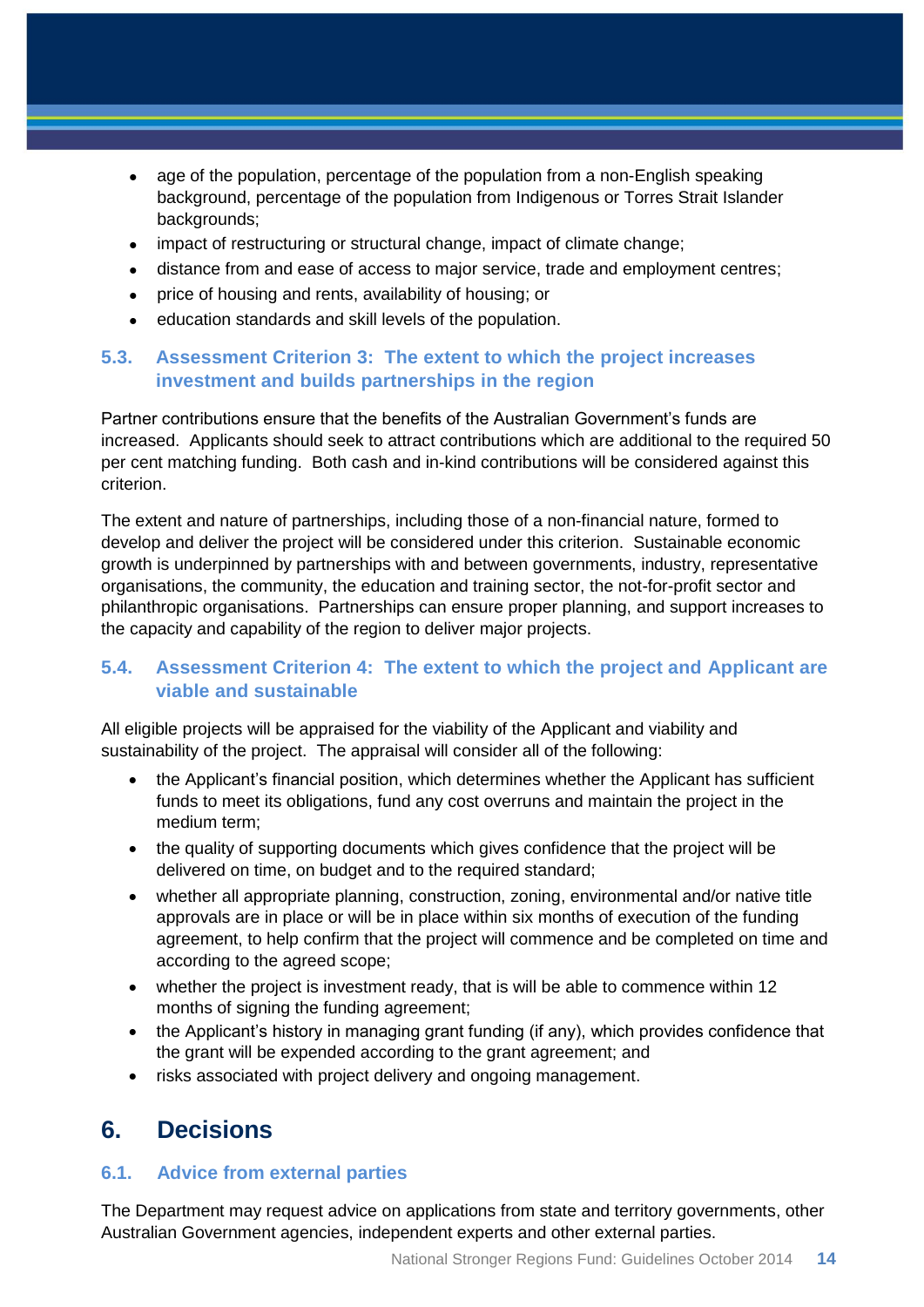- age of the population, percentage of the population from a non-English speaking background, percentage of the population from Indigenous or Torres Strait Islander backgrounds;
- impact of restructuring or structural change, impact of climate change;
- distance from and ease of access to major service, trade and employment centres;
- price of housing and rents, availability of housing; or
- education standards and skill levels of the population.

### 5.3. Assessment Criterion 3: The extent to which the project increases investment and builds partnerships in the region

Partner contributions ensure that the benefits of the Australian Government's funds are increased. Applicants should seek to attract contributions which are additional to the required 50 per cent matching funding. Both cash and in-kind contributions will be considered against this criterion.

The extent and nature of partnerships, including those of a non-financial nature, formed to develop and deliver the project will be considered under this criterion. Sustainable economic growth is underpinned by partnerships with and between governments, industry, representative organisations, the community, the education and training sector, the not-for-profit sector and philanthropic organisations. Partnerships can ensure proper planning, and support increases to the capacity and capability of the region to deliver major projects.

### 5.4. Assessment Criterion 4: The extent to which the project and Applicant are viable and sustainable

All eligible projects will be appraised for the viability of the Applicant and viability and sustainability of the project. The appraisal will consider all of the following:

- the Applicant's financial position, which determines whether the Applicant has sufficient funds to meet its obligations, fund any cost overruns and maintain the project in the medium term;
- the quality of supporting documents which gives confidence that the project will be delivered on time, on budget and to the required standard;
- whether all appropriate planning, construction, zoning, environmental and/or native title approvals are in place or will be in place within six months of execution of the funding agreement, to help confirm that the project will commence and be completed on time and according to the agreed scope;
- whether the project is investment ready, that is will be able to commence within 12 months of signing the funding agreement;
- the Applicant's history in managing grant funding (if any), which provides confidence that the grant will be expended according to the grant agreement; and
- risks associated with project delivery and ongoing management.

## 6. Decisions

### 6.1. Advice from external parties

The Department may request advice on applications from state and territory governments, other Australian Government agencies, independent experts and other external parties.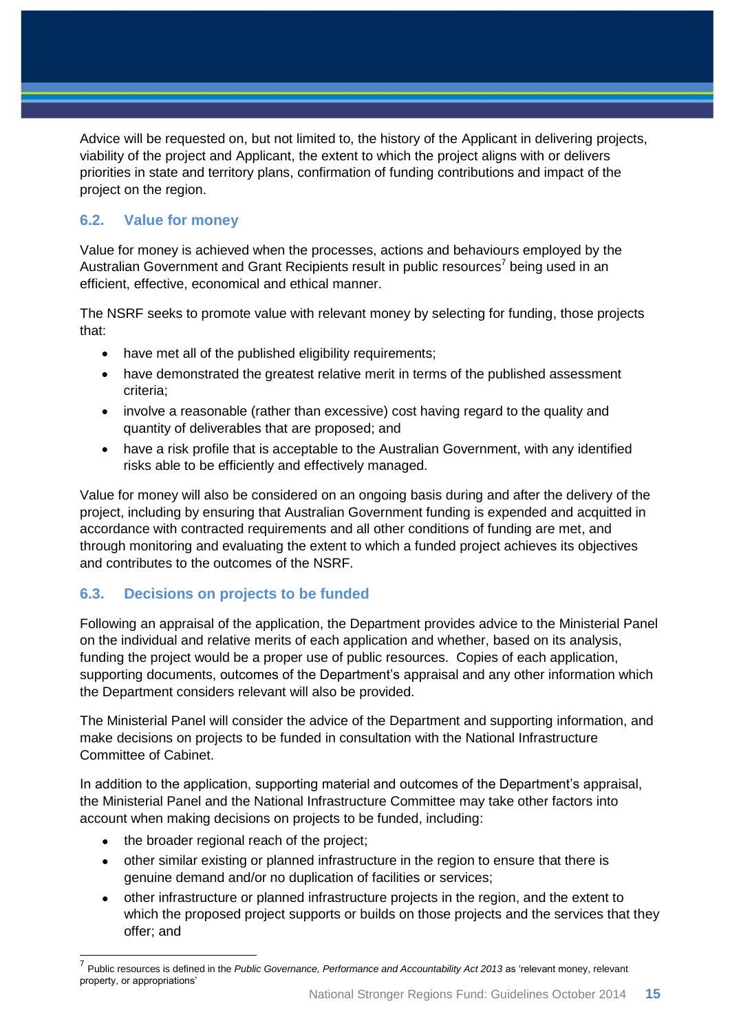Advice will be requested on, but not limited to, the history of the Applicant in delivering projects, viability of the project and Applicant, the extent to which the project aligns with or delivers priorities in state and territory plans, confirmation of funding contributions and impact of the project on the region.

### 6.2. Value for money

Value for money is achieved when the processes, actions and behaviours employed by the Australian Government and Grant Recipients result in public resources[7] being used in an efficient, effective, economical and ethical manner.

The NSRF seeks to promote value with relevant money by selecting for funding, those projects that:

- have met all of the published eligibility requirements;
- have demonstrated the greatest relative merit in terms of the published assessment criteria;
- involve a reasonable (rather than excessive) cost having regard to the quality and quantity of deliverables that are proposed; and
- have a risk profile that is acceptable to the Australian Government, with any identified risks able to be efficiently and effectively managed.

Value for money will also be considered on an ongoing basis during and after the delivery of the project, including by ensuring that Australian Government funding is expended and acquitted in accordance with contracted requirements and all other conditions of funding are met, and through monitoring and evaluating the extent to which a funded project achieves its objectives and contributes to the outcomes of the NSRF.

### 6.3. Decisions on projects to be funded

Following an appraisal of the application, the Department provides advice to the Ministerial Panel on the individual and relative merits of each application and whether, based on its analysis, funding the project would be a proper use of public resources. Copies of each application, supporting documents, outcomes of the Department's appraisal and any other information which the Department considers relevant will also be provided.

The Ministerial Panel will consider the advice of the Department and supporting information, and make decisions on projects to be funded in consultation with the National Infrastructure Committee of Cabinet.

In addition to the application, supporting material and outcomes of the Department's appraisal, the Ministerial Panel and the National Infrastructure Committee may take other factors into account when making decisions on projects to be funded, including:

- the broader regional reach of the project;
- other similar existing or planned infrastructure in the region to ensure that there is genuine demand and/or no duplication of facilities or services;
- other infrastructure or planned infrastructure projects in the region, and the extent to which the proposed project supports or builds on those projects and the services that they offer; and

[7] Public resources is defined in the *Public Governance, Performance and Accountability Act 2013* as 'relevant money, relevant property, or appropriations'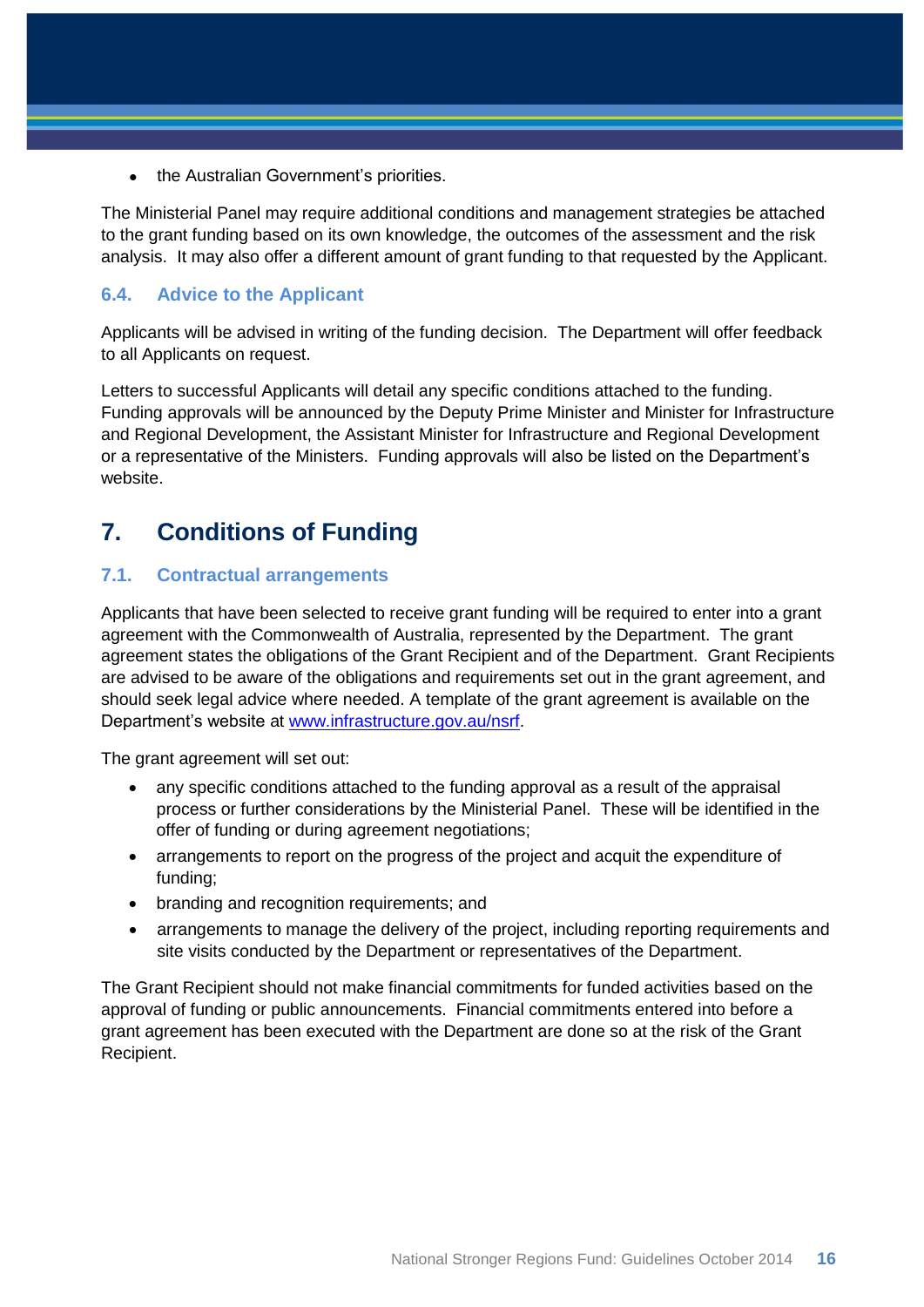- the Australian Government's priorities.

The Ministerial Panel may require additional conditions and management strategies be attached to the grant funding based on its own knowledge, the outcomes of the assessment and the risk analysis. It may also offer a different amount of grant funding to that requested by the Applicant.

### 6.4. Advice to the Applicant

Applicants will be advised in writing of the funding decision. The Department will offer feedback to all Applicants on request.

Letters to successful Applicants will detail any specific conditions attached to the funding. Funding approvals will be announced by the Deputy Prime Minister and Minister for Infrastructure and Regional Development, the Assistant Minister for Infrastructure and Regional Development or a representative of the Ministers. Funding approvals will also be listed on the Department's website.

## 7. Conditions of Funding

### 7.1. Contractual arrangements

Applicants that have been selected to receive grant funding will be required to enter into a grant agreement with the Commonwealth of Australia, represented by the Department. The grant agreement states the obligations of the Grant Recipient and of the Department. Grant Recipients are advised to be aware of the obligations and requirements set out in the grant agreement, and should seek legal advice where needed. A template of the grant agreement is available on the Department's website at www.infrastructure.gov.au/nsrf.

The grant agreement will set out:

- any specific conditions attached to the funding approval as a result of the appraisal process or further considerations by the Ministerial Panel. These will be identified in the offer of funding or during agreement negotiations;
- arrangements to report on the progress of the project and acquit the expenditure of funding;
- branding and recognition requirements; and
- arrangements to manage the delivery of the project, including reporting requirements and site visits conducted by the Department or representatives of the Department.

The Grant Recipient should not make financial commitments for funded activities based on the approval of funding or public announcements. Financial commitments entered into before a grant agreement has been executed with the Department are done so at the risk of the Grant Recipient.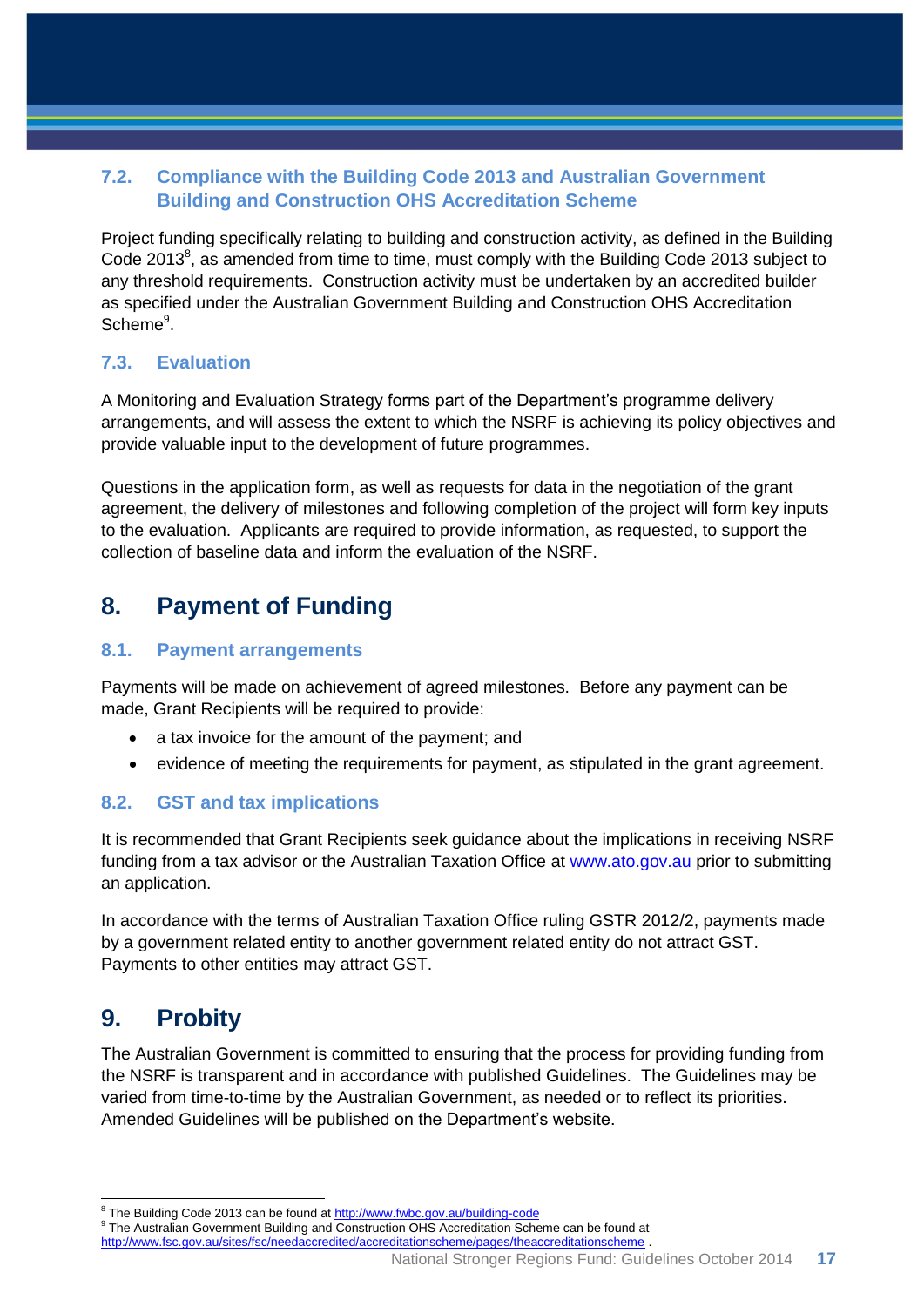### 7.2. Compliance with the Building Code 2013 and Australian Government Building and Construction OHS Accreditation Scheme

Project funding specifically relating to building and construction activity, as defined in the Building Code 2013[8], as amended from time to time, must comply with the Building Code 2013 subject to any threshold requirements. Construction activity must be undertaken by an accredited builder as specified under the Australian Government Building and Construction OHS Accreditation Scheme[9].

### 7.3. Evaluation

A Monitoring and Evaluation Strategy forms part of the Department's programme delivery arrangements, and will assess the extent to which the NSRF is achieving its policy objectives and provide valuable input to the development of future programmes.

Questions in the application form, as well as requests for data in the negotiation of the grant agreement, the delivery of milestones and following completion of the project will form key inputs to the evaluation. Applicants are required to provide information, as requested, to support the collection of baseline data and inform the evaluation of the NSRF.

## 8. Payment of Funding

### 8.1. Payment arrangements

Payments will be made on achievement of agreed milestones. Before any payment can be made, Grant Recipients will be required to provide:

- a tax invoice for the amount of the payment; and
- evidence of meeting the requirements for payment, as stipulated in the grant agreement.

### 8.2. GST and tax implications

It is recommended that Grant Recipients seek guidance about the implications in receiving NSRF funding from a tax advisor or the Australian Taxation Office at [www.ato.gov.au](http://www.ato.gov.au) prior to submitting an application.

In accordance with the terms of Australian Taxation Office ruling GSTR 2012/2, payments made by a government related entity to another government related entity do not attract GST. Payments to other entities may attract GST.

## 9. Probity

The Australian Government is committed to ensuring that the process for providing funding from the NSRF is transparent and in accordance with published Guidelines. The Guidelines may be varied from time-to-time by the Australian Government, as needed or to reflect its priorities. Amended Guidelines will be published on the Department's website.

---

[8] The Building Code 2013 can be found at http://www.fwbc.gov.au/building-code

[9] The Australian Government Building and Construction OHS Accreditation Scheme can be found at http://www.fsc.gov.au/sites/fsc/needaccredited/accreditationscheme/pages/theaccreditationscheme .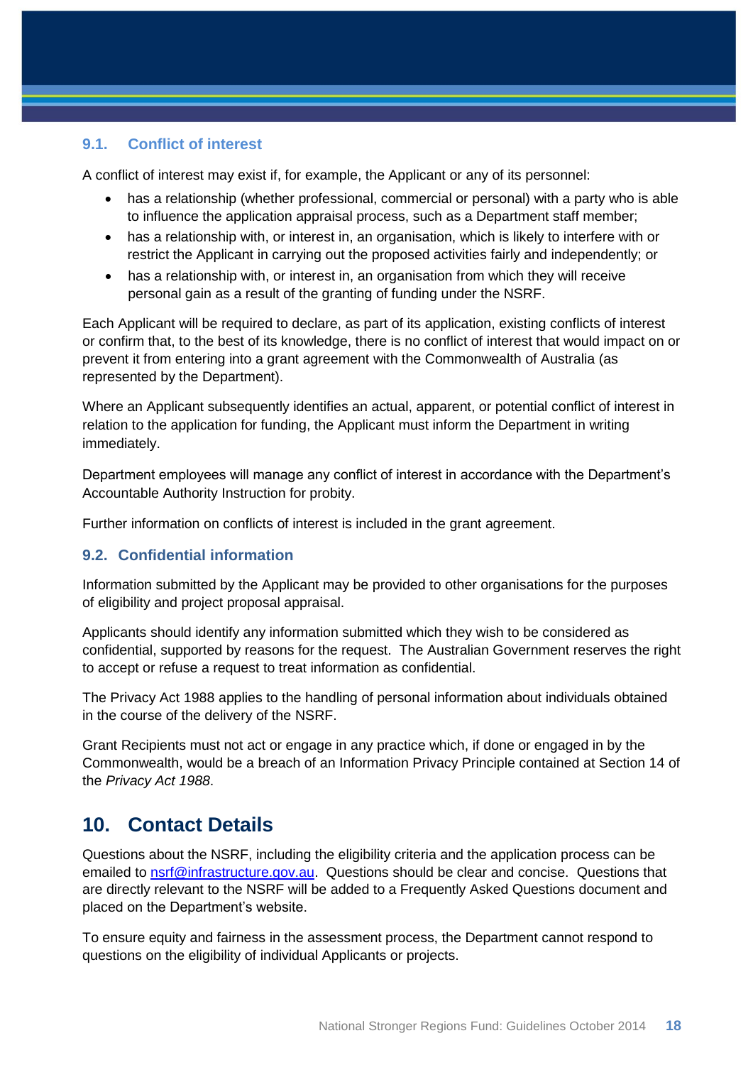### 9.1. Conflict of interest

A conflict of interest may exist if, for example, the Applicant or any of its personnel:

- has a relationship (whether professional, commercial or personal) with a party who is able to influence the application appraisal process, such as a Department staff member;
- has a relationship with, or interest in, an organisation, which is likely to interfere with or restrict the Applicant in carrying out the proposed activities fairly and independently; or
- has a relationship with, or interest in, an organisation from which they will receive personal gain as a result of the granting of funding under the NSRF.

Each Applicant will be required to declare, as part of its application, existing conflicts of interest or confirm that, to the best of its knowledge, there is no conflict of interest that would impact on or prevent it from entering into a grant agreement with the Commonwealth of Australia (as represented by the Department).

Where an Applicant subsequently identifies an actual, apparent, or potential conflict of interest in relation to the application for funding, the Applicant must inform the Department in writing immediately.

Department employees will manage any conflict of interest in accordance with the Department's Accountable Authority Instruction for probity.

Further information on conflicts of interest is included in the grant agreement.

### 9.2. Confidential information

Information submitted by the Applicant may be provided to other organisations for the purposes of eligibility and project proposal appraisal.

Applicants should identify any information submitted which they wish to be considered as confidential, supported by reasons for the request. The Australian Government reserves the right to accept or refuse a request to treat information as confidential.

The Privacy Act 1988 applies to the handling of personal information about individuals obtained in the course of the delivery of the NSRF.

Grant Recipients must not act or engage in any practice which, if done or engaged in by the Commonwealth, would be a breach of an Information Privacy Principle contained at Section 14 of the *Privacy Act 1988*.

## 10. Contact Details

Questions about the NSRF, including the eligibility criteria and the application process can be emailed to nsrf@infrastructure.gov.au. Questions should be clear and concise. Questions that are directly relevant to the NSRF will be added to a Frequently Asked Questions document and placed on the Department's website.

To ensure equity and fairness in the assessment process, the Department cannot respond to questions on the eligibility of individual Applicants or projects.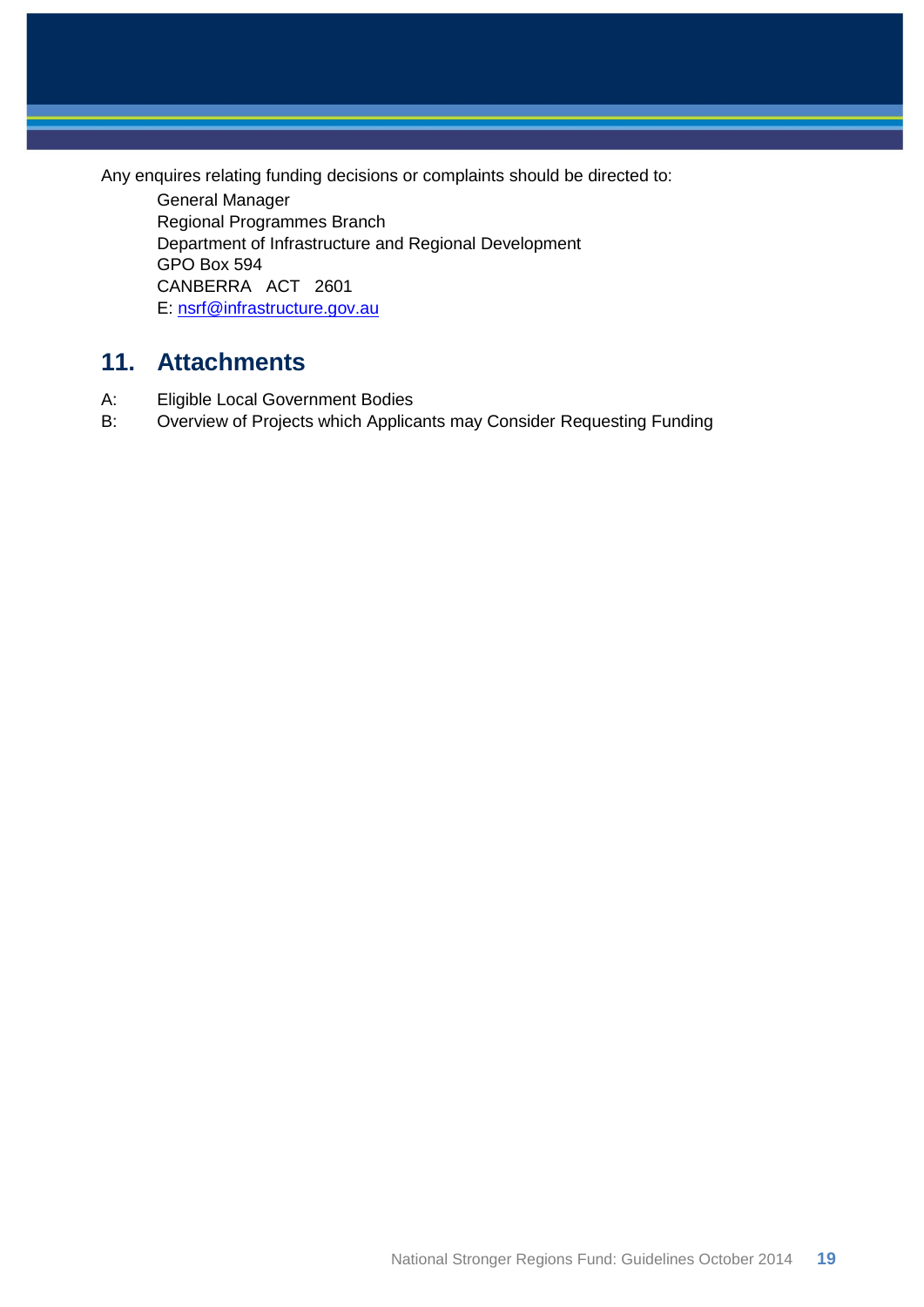Any enquires relating funding decisions or complaints should be directed to:

General Manager  
Regional Programmes Branch  
Department of Infrastructure and Regional Development  
GPO Box 594  
CANBERRA ACT 2601  
E: nsrf@infrastructure.gov.au

## 11. Attachments

A: Eligible Local Government Bodies  
B: Overview of Projects which Applicants may Consider Requesting Funding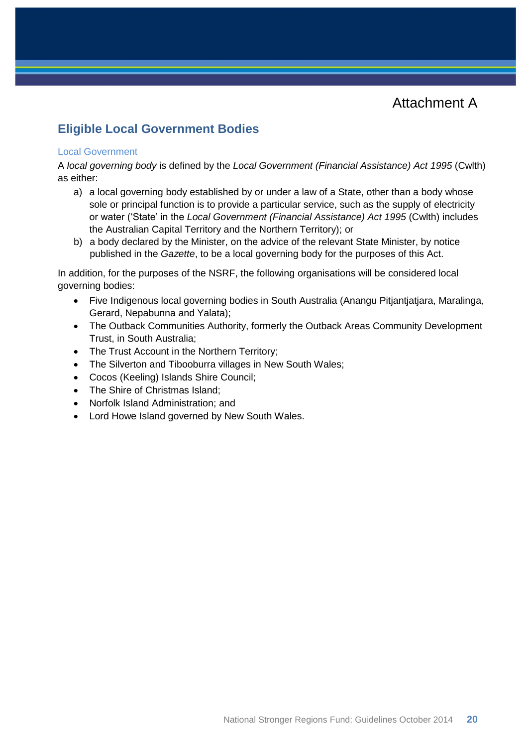Attachment A

## Eligible Local Government Bodies

### Local Government

A *local governing body* is defined by the *Local Government (Financial Assistance) Act 1995* (Cwlth) as either:

a) a local governing body established by or under a law of a State, other than a body whose sole or principal function is to provide a particular service, such as the supply of electricity or water ('State' in the *Local Government (Financial Assistance) Act 1995* (Cwlth) includes the Australian Capital Territory and the Northern Territory); or

b) a body declared by the Minister, on the advice of the relevant State Minister, by notice published in the *Gazette*, to be a local governing body for the purposes of this Act.

In addition, for the purposes of the NSRF, the following organisations will be considered local governing bodies:

- Five Indigenous local governing bodies in South Australia (Anangu Pitjantjatjara, Maralinga, Gerard, Nepabunna and Yalata);
- The Outback Communities Authority, formerly the Outback Areas Community Development Trust, in South Australia;
- The Trust Account in the Northern Territory;
- The Silverton and Tibooburra villages in New South Wales;
- Cocos (Keeling) Islands Shire Council;
- The Shire of Christmas Island;
- Norfolk Island Administration; and
- Lord Howe Island governed by New South Wales.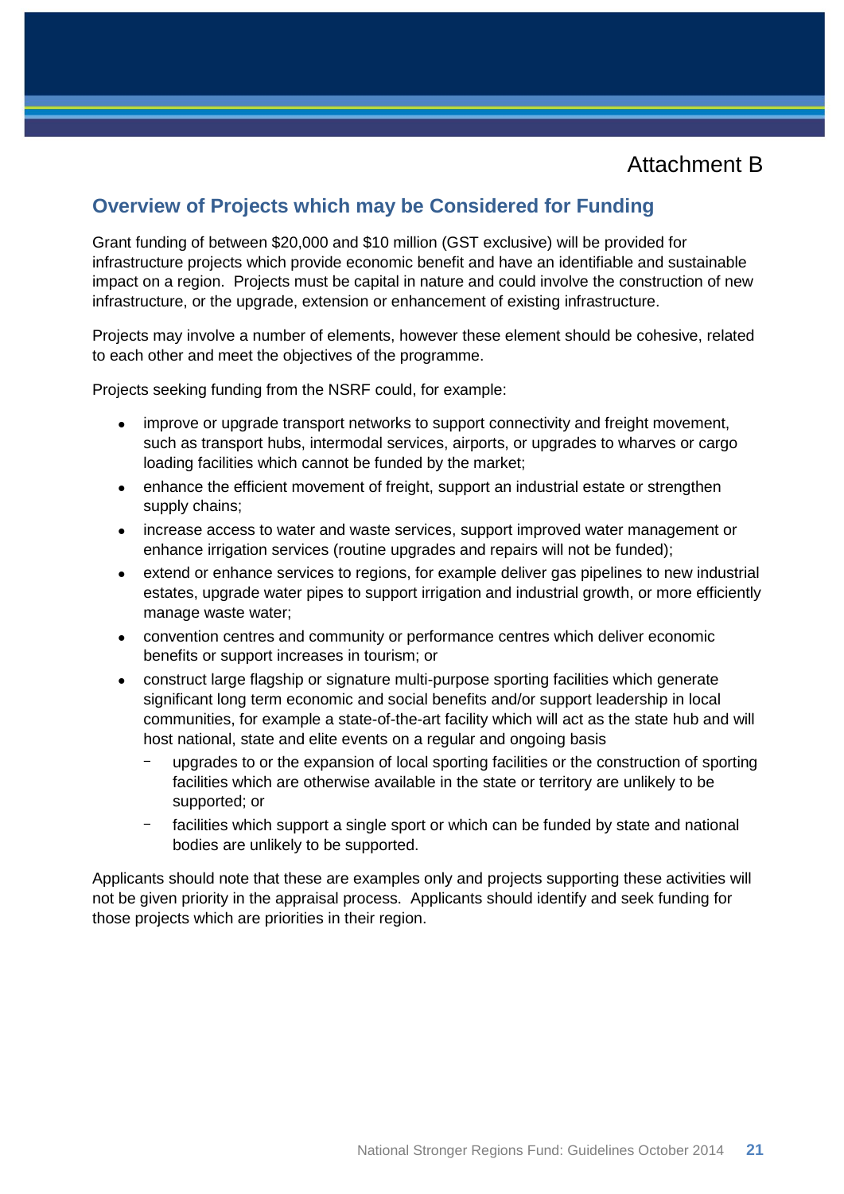Attachment B

## Overview of Projects which may be Considered for Funding

Grant funding of between $20,000 and $10 million (GST exclusive) will be provided for infrastructure projects which provide economic benefit and have an identifiable and sustainable impact on a region. Projects must be capital in nature and could involve the construction of new infrastructure, or the upgrade, extension or enhancement of existing infrastructure.

Projects may involve a number of elements, however these element should be cohesive, related to each other and meet the objectives of the programme.

Projects seeking funding from the NSRF could, for example:

- improve or upgrade transport networks to support connectivity and freight movement, such as transport hubs, intermodal services, airports, or upgrades to wharves or cargo loading facilities which cannot be funded by the market;
- enhance the efficient movement of freight, support an industrial estate or strengthen supply chains;
- increase access to water and waste services, support improved water management or enhance irrigation services (routine upgrades and repairs will not be funded);
- extend or enhance services to regions, for example deliver gas pipelines to new industrial estates, upgrade water pipes to support irrigation and industrial growth, or more efficiently manage waste water;
- convention centres and community or performance centres which deliver economic benefits or support increases in tourism; or
- construct large flagship or signature multi-purpose sporting facilities which generate significant long term economic and social benefits and/or support leadership in local communities, for example a state-of-the-art facility which will act as the state hub and will host national, state and elite events on a regular and ongoing basis
  - upgrades to or the expansion of local sporting facilities or the construction of sporting facilities which are otherwise available in the state or territory are unlikely to be supported; or
  - facilities which support a single sport or which can be funded by state and national bodies are unlikely to be supported.

Applicants should note that these are examples only and projects supporting these activities will not be given priority in the appraisal process. Applicants should identify and seek funding for those projects which are priorities in their region.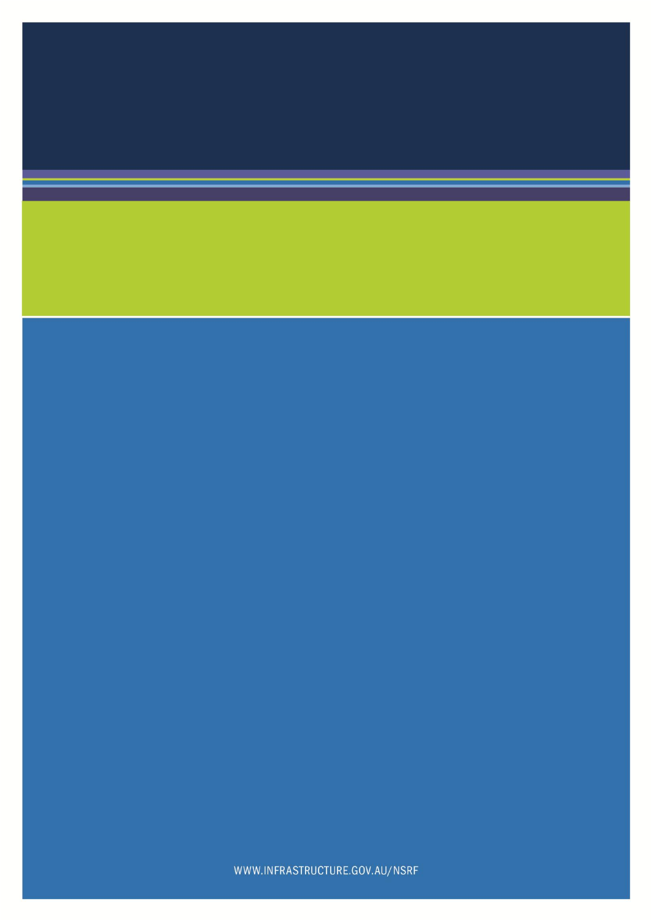WWW.INFRASTRUCTURE.GOV.AU/NSRF